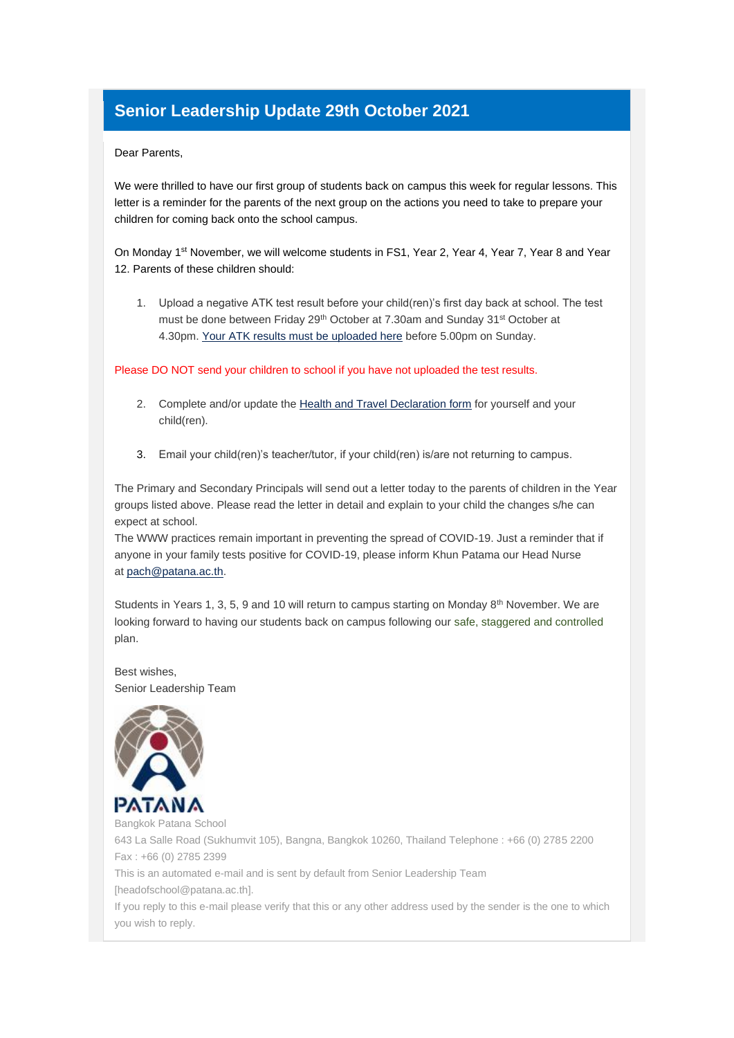# Senior Leadership Update 29th October 2021

Dear Parents,

We were thrilled to have our first group of students back on campus this week for regular lessons. This letter is a reminder for the parents of the next group on the actions you need to take to prepare your children for coming back onto the school campus.

On Monday 1st November, we will welcome students in FS1, Year 2, Year 4, Year 7, Year 8 and Year 12. Parents of these children should:

1. Upload a negative ATK test result before your child(ren)'s first day back at school. The test must be done between Friday 29th October at 7.30am and Sunday 31st October at 4.30pm. Your ATK results must be uploaded here before 5.00pm on Sunday.

Please DO NOT send your children to school if you have not uploaded the test results.

2. Complete and/or update the Health and Travel Declaration form for yourself and your child(ren).

3. Email your child(ren)'s teacher/tutor, if your child(ren) is/are not returning to campus.

The Primary and Secondary Principals will send out a letter today to the parents of children in the Year groups listed above. Please read the letter in detail and explain to your child the changes s/he can expect at school.
The WWW practices remain important in preventing the spread of COVID-19. Just a reminder that if anyone in your family tests positive for COVID-19, please inform Khun Patama our Head Nurse at pach@patana.ac.th.

Students in Years 1, 3, 5, 9 and 10 will return to campus starting on Monday 8th November. We are looking forward to having our students back on campus following our safe, staggered and controlled plan.

Best wishes,
Senior Leadership Team

PATANA

Bangkok Patana School
643 La Salle Road (Sukhumvit 105), Bangna, Bangkok 10260, Thailand Telephone : +66 (0) 2785 2200
Fax : +66 (0) 2785 2399
This is an automated e-mail and is sent by default from Senior Leadership Team [headofschool@patana.ac.th].
If you reply to this e-mail please verify that this or any other address used by the sender is the one to which you wish to reply.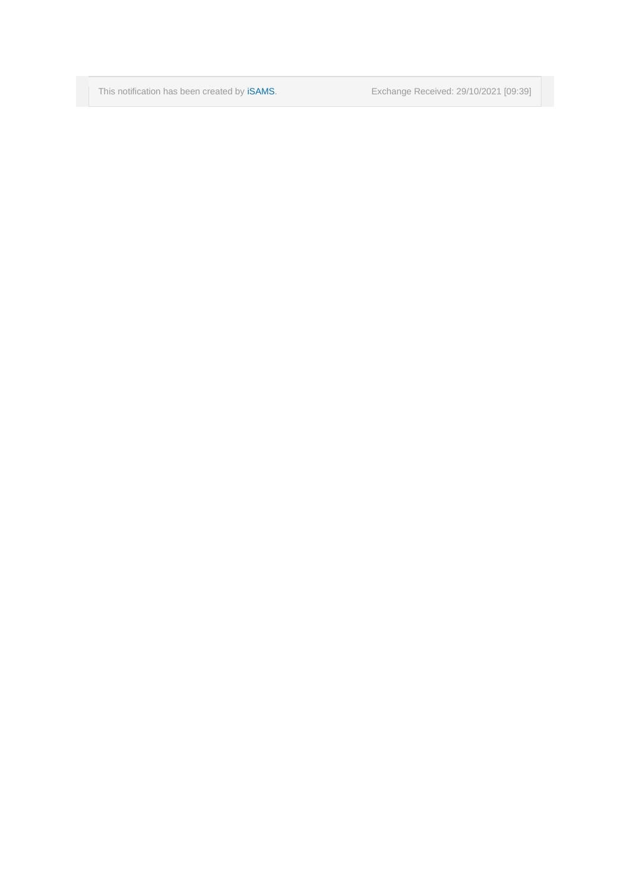This notification has been created by iSAMS. Exchange Received: 29/10/2021 [09:39]